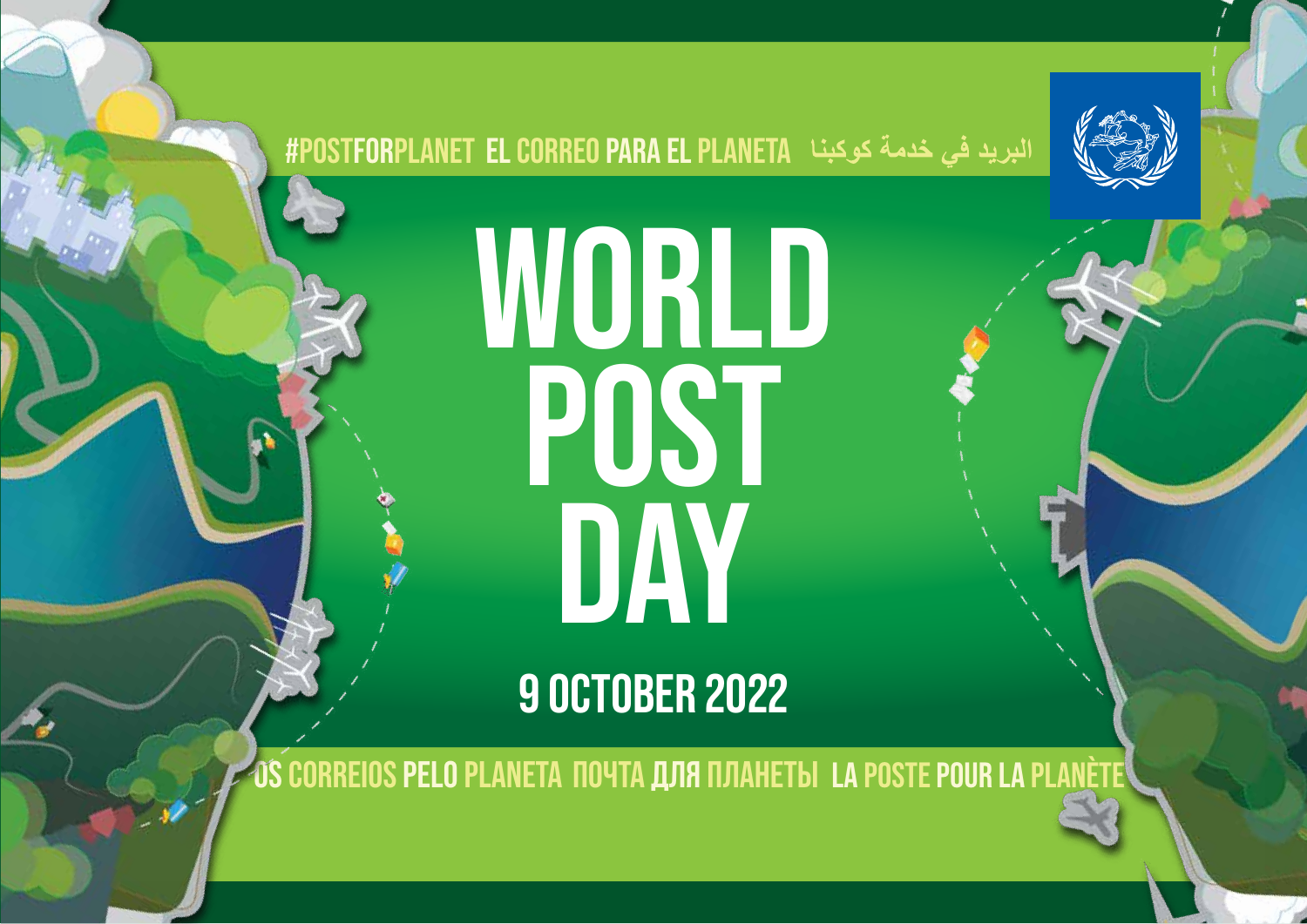#POSTFORPLANET EL CORREO PARA EL PLANETA البريد في خدمة كوكبنا

# WORLD POST DAY

## 9 OCTOBER 2022

OS CORREIOS PELO PLANETA ПОЧТА ДЛЯ ПЛАНЕТЫ LA POSTE POUR LA PLANÈTE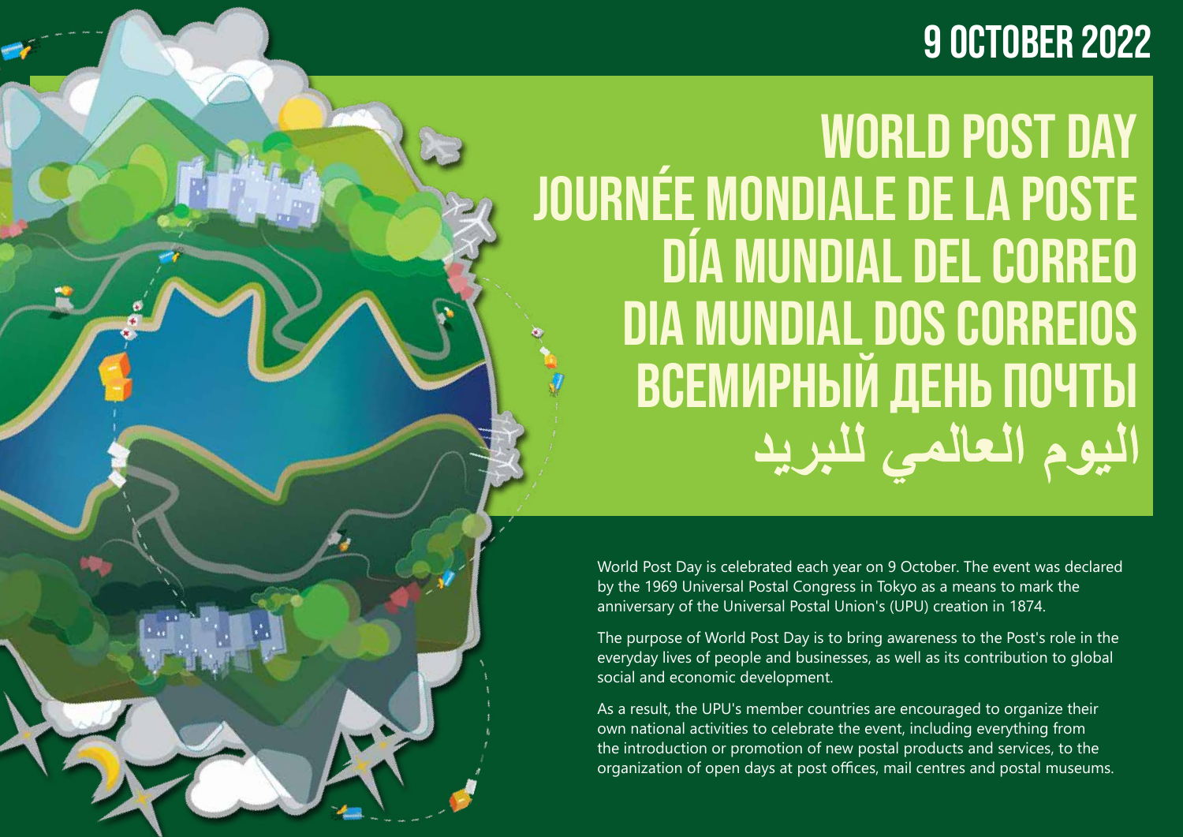**9 OCTOBER 2022**

# WORLD POST DAY
# JOURNÉE MONDIALE DE LA POSTE
# DÍA MUNDIAL DEL CORREO
# DIA MUNDIAL DOS CORREIOS
# ВСЕМИРНЫЙ ДЕНЬ ПОЧТЫ
# اليوم العالمي للبريد

World Post Day is celebrated each year on 9 October. The event was declared by the 1969 Universal Postal Congress in Tokyo as a means to mark the anniversary of the Universal Postal Union's (UPU) creation in 1874.

The purpose of World Post Day is to bring awareness to the Post's role in the everyday lives of people and businesses, as well as its contribution to global social and economic development.

As a result, the UPU's member countries are encouraged to organize their own national activities to celebrate the event, including everything from the introduction or promotion of new postal products and services, to the organization of open days at post offices, mail centres and postal museums.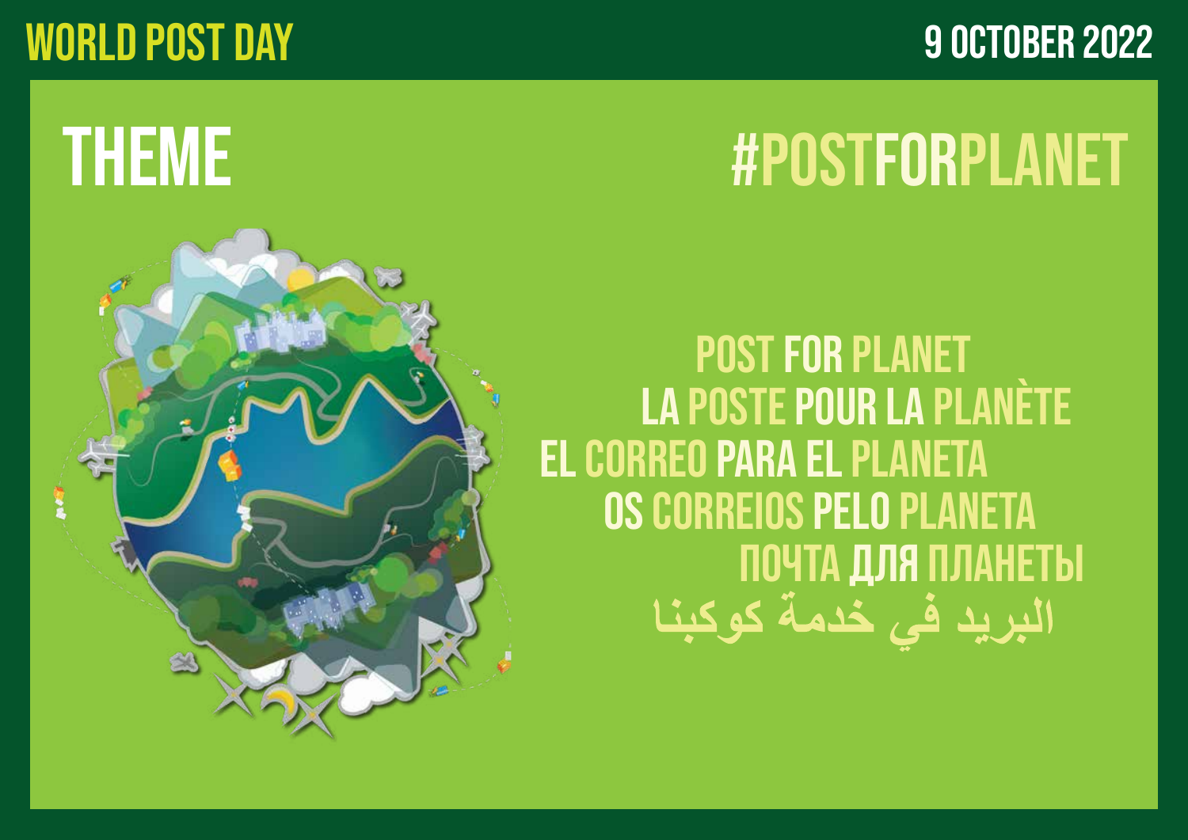WORLD POST DAY

9 OCTOBER 2022

# THEME

# #POSTFORPLANET

POST FOR PLANET

LA POSTE POUR LA PLANÈTE

EL CORREO PARA EL PLANETA

OS CORREIOS PELO PLANETA

ПОЧТА ДЛЯ ПЛАНЕТЫ

البريد في خدمة كوكبنا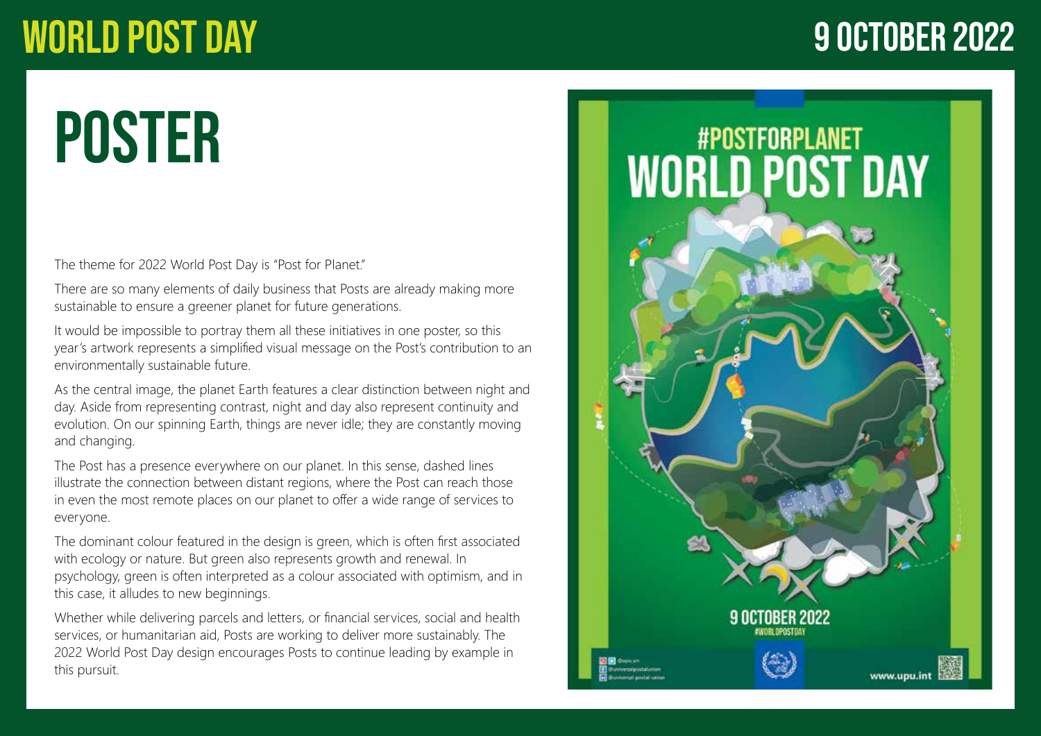# POSTER

The theme for 2022 World Post Day is "Post for Planet."

There are so many elements of daily business that Posts are already making more sustainable to ensure a greener planet for future generations.

It would be impossible to portray them all these initiatives in one poster, so this year's artwork represents a simplified visual message on the Post's contribution to an environmentally sustainable future.

As the central image, the planet Earth features a clear distinction between night and day. Aside from representing contrast, night and day also represent continuity and evolution. On our spinning Earth, things are never idle; they are constantly moving and changing.

The Post has a presence everywhere on our planet. In this sense, dashed lines illustrate the connection between distant regions, where the Post can reach those in even the most remote places on our planet to offer a wide range of services to everyone.

The dominant colour featured in the design is green, which is often first associated with ecology or nature. But green also represents growth and renewal. In psychology, green is often interpreted as a colour associated with optimism, and in this case, it alludes to new beginnings.

Whether while delivering parcels and letters, or financial services, social and health services, or humanitarian aid, Posts are working to deliver more sustainably. The 2022 World Post Day design encourages Posts to continue leading by example in this pursuit.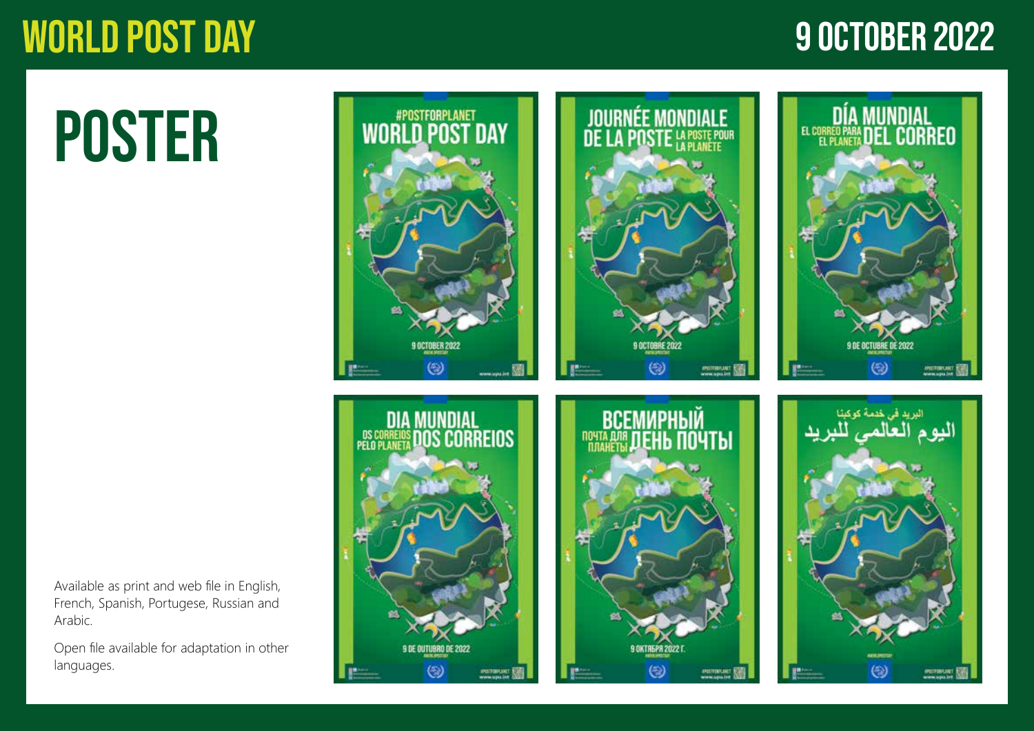# WORLD POST DAY

# 9 OCTOBER 2022

# POSTER

Available as print and web file in English, French, Spanish, Portugese, Russian and Arabic.

Open file available for adaptation in other languages.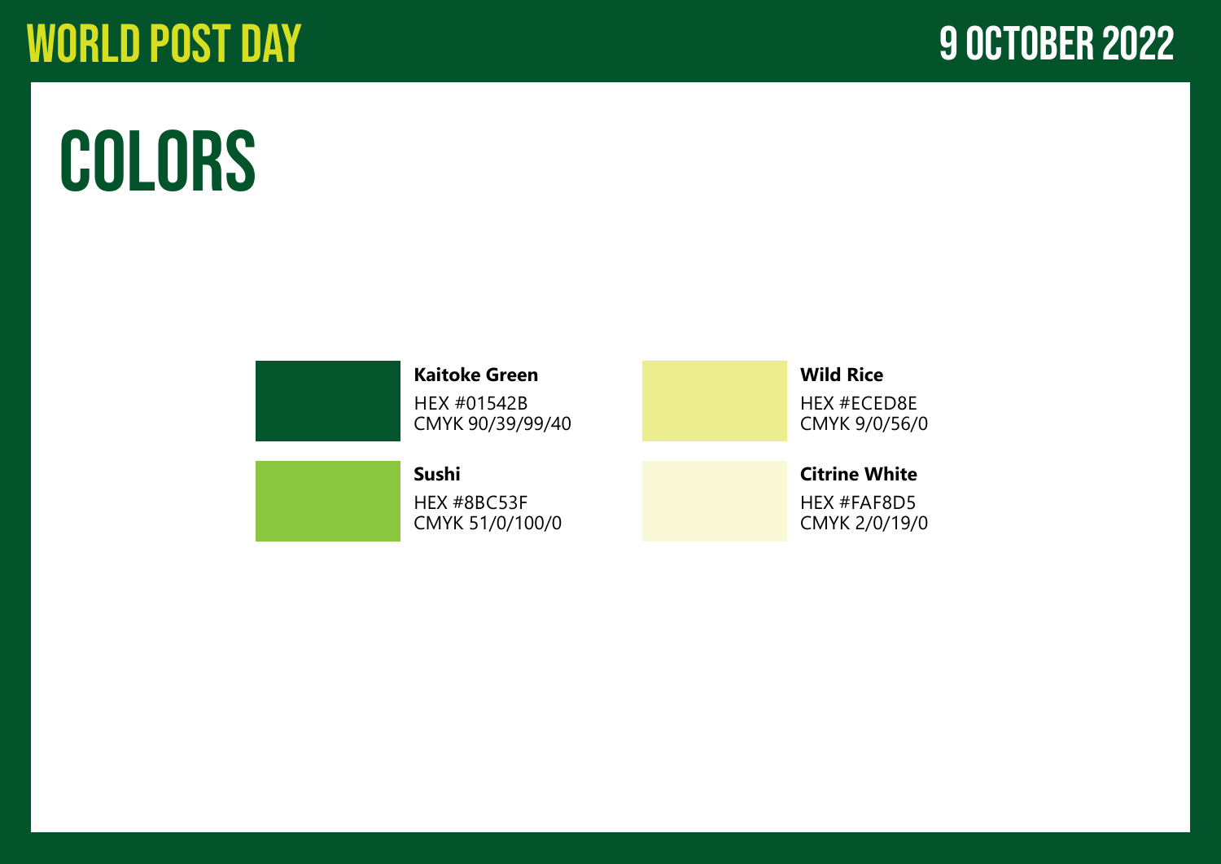# COLORS

**Kaitoke Green**
HEX #01542B
CMYK 90/39/99/40

**Sushi**
HEX #8BC53F
CMYK 51/0/100/0

**Wild Rice**
HEX #ECED8E
CMYK 9/0/56/0

**Citrine White**
HEX #FAF8D5
CMYK 2/0/19/0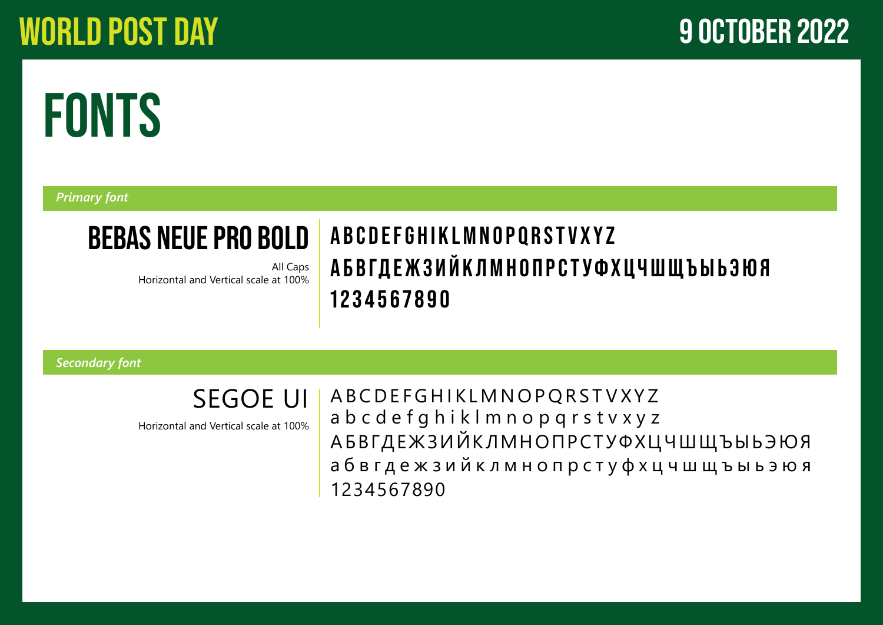WORLD POST DAY

9 OCTOBER 2022

# FONTS

*Primary font*

## BEBAS NEUE PRO BOLD

All Caps
Horizontal and Vertical scale at 100%

A B C D E F G H I K L M N O P Q R S T V X Y Z
А Б В Г Д Е Ж З И Й К Л М Н О П Р С Т У Ф Х Ц Ч Ш Щ Ъ Ы Ь Э Ю Я
1 2 3 4 5 6 7 8 9 0

*Secondary font*

## SEGOE UI

Horizontal and Vertical scale at 100%

A B C D E F G H I K L M N O P Q R S T V X Y Z
a b c d e f g h i k l m n o p q r s t v x y z
А Б В Г Д Е Ж З И Й К Л М Н О П Р С Т У Ф Х Ц Ч Ш Щ Ъ Ы Ь Э Ю Я
а б в г д е ж з и й к л м н о п р с т у ф х ц ч ш щ ъ ы ь э ю я
1 2 3 4 5 6 7 8 9 0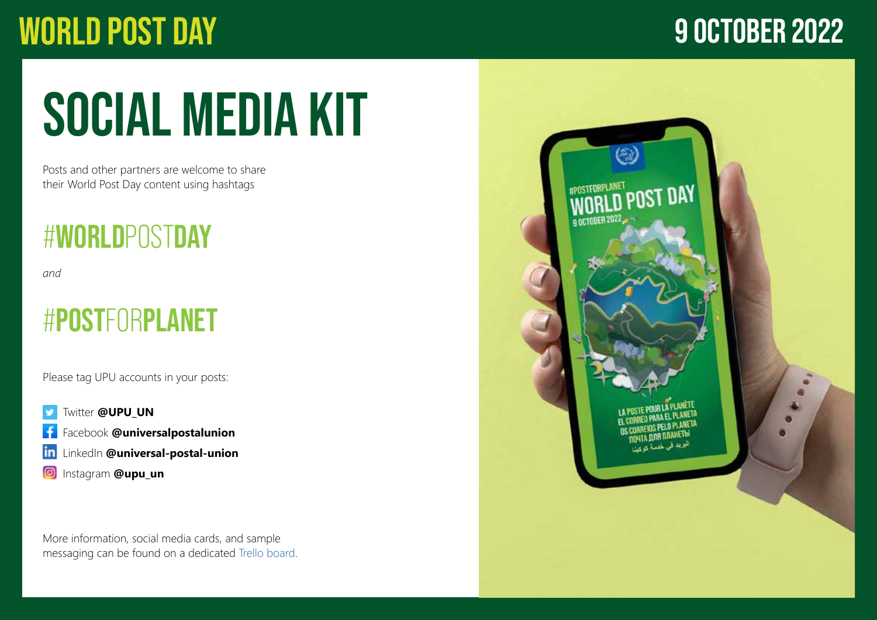# WORLD POST DAY

## 9 OCTOBER 2022

# SOCIAL MEDIA KIT

Posts and other partners are welcome to share their World Post Day content using hashtags

## #WORLDPOSTDAY

*and*

## #POSTFORPLANET

Please tag UPU accounts in your posts:

- Twitter **@UPU_UN**
- Facebook **@universalpostalunion**
- LinkedIn **@universal-postal-union**
- Instagram **@upu_un**

More information, social media cards, and sample messaging can be found on a dedicated Trello board.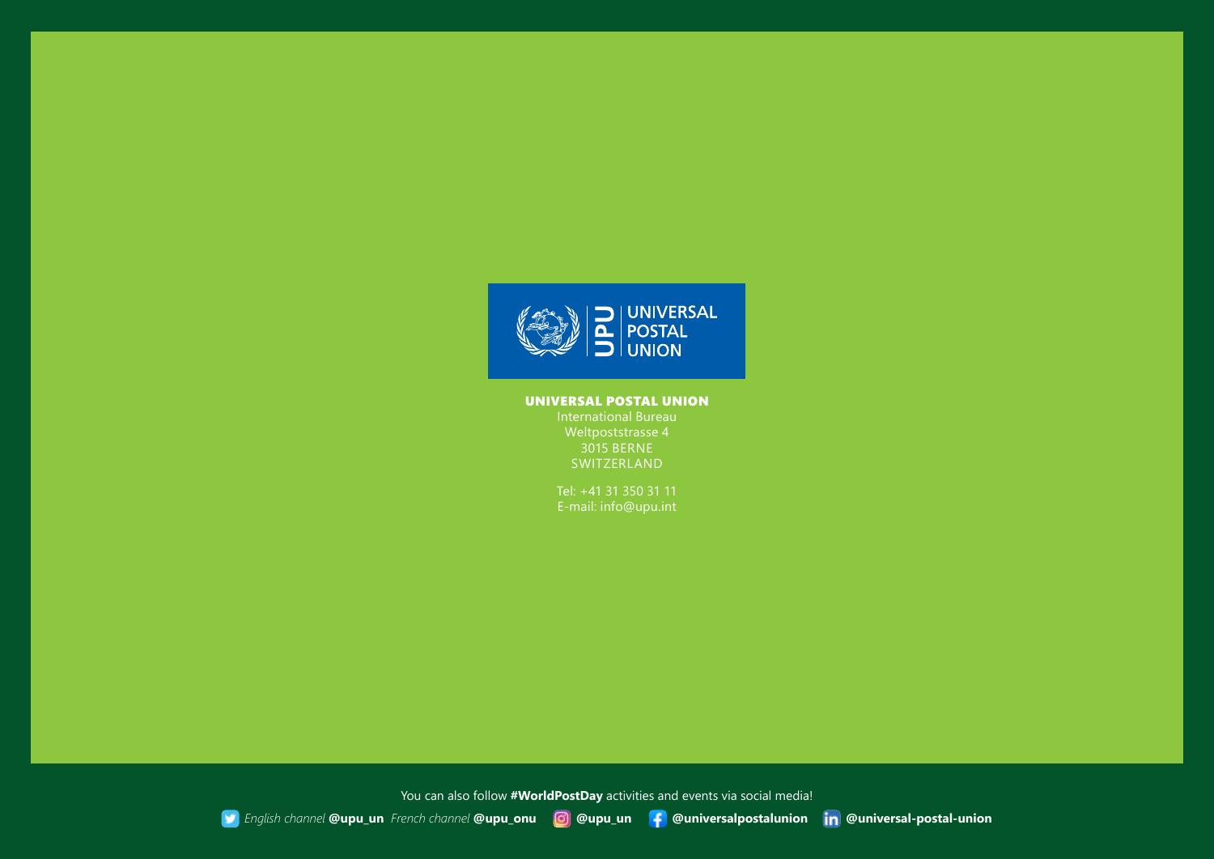**UNIVERSAL POSTAL UNION**
International Bureau
Weltpoststrasse 4
3015 BERNE
SWITZERLAND

Tel: +41 31 350 31 11
E-mail: info@upu.int

You can also follow **#WorldPostDay** activities and events via social media!

*English channel* **@upu_un** *French channel* **@upu_onu** **@upu_un** **@universalpostalunion** **@universal-postal-union**